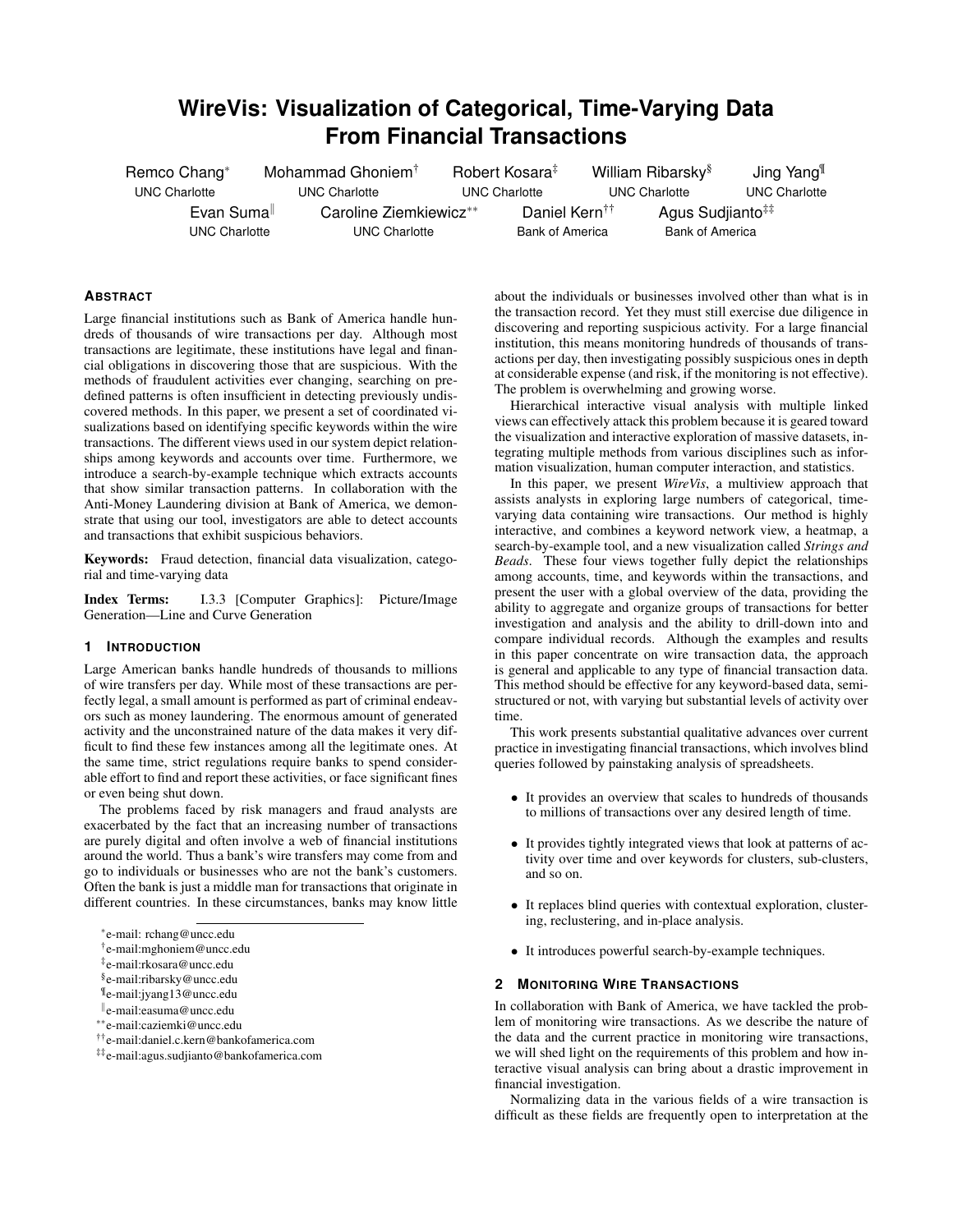# WireVis: Visualization of Categorical, Time-Varying Data From Financial Transactions

Remco Chang* (UNC Charlotte), Mohammad Ghoniem† (UNC Charlotte), Robert Kosara‡ (UNC Charlotte), William Ribarsky§ (UNC Charlotte), Jing Yang¶ (UNC Charlotte), Evan Suma‖ (UNC Charlotte), Caroline Ziemkiewicz** (UNC Charlotte), Daniel Kern†† (Bank of America), Agus Sudjianto‡‡ (Bank of America)

## Abstract

Large financial institutions such as Bank of America handle hundreds of thousands of wire transactions per day. Although most transactions are legitimate, these institutions have legal and financial obligations in discovering those that are suspicious. With the methods of fraudulent activities ever changing, searching on predefined patterns is often insufficient in detecting previously undiscovered methods. In this paper, we present a set of coordinated visualizations based on identifying specific keywords within the wire transactions. The different views used in our system depict relationships among keywords and accounts over time. Furthermore, we introduce a search-by-example technique which extracts accounts that show similar transaction patterns. In collaboration with the Anti-Money Laundering division at Bank of America, we demonstrate that using our tool, investigators are able to detect accounts and transactions that exhibit suspicious behaviors.

**Keywords:** Fraud detection, financial data visualization, categorial and time-varying data

**Index Terms:** I.3.3 [Computer Graphics]: Picture/Image Generation—Line and Curve Generation

## 1 Introduction

Large American banks handle hundreds of thousands to millions of wire transfers per day. While most of these transactions are perfectly legal, a small amount is performed as part of criminal endeavors such as money laundering. The enormous amount of generated activity and the unconstrained nature of the data makes it very difficult to find these few instances among all the legitimate ones. At the same time, strict regulations require banks to spend considerable effort to find and report these activities, or face significant fines or even being shut down.

The problems faced by risk managers and fraud analysts are exacerbated by the fact that an increasing number of transactions are purely digital and often involve a web of financial institutions around the world. Thus a bank's wire transfers may come from and go to individuals or businesses who are not the bank's customers. Often the bank is just a middle man for transactions that originate in different countries. In these circumstances, banks may know little about the individuals or businesses involved other than what is in the transaction record. Yet they must still exercise due diligence in discovering and reporting suspicious activity. For a large financial institution, this means monitoring hundreds of thousands of transactions per day, then investigating possibly suspicious ones in depth at considerable expense (and risk, if the monitoring is not effective). The problem is overwhelming and growing worse.

Hierarchical interactive visual analysis with multiple linked views can effectively attack this problem because it is geared toward the visualization and interactive exploration of massive datasets, integrating multiple methods from various disciplines such as information visualization, human computer interaction, and statistics.

In this paper, we present *WireVis*, a multiview approach that assists analysts in exploring large numbers of categorical, time-varying data containing wire transactions. Our method is highly interactive, and combines a keyword network view, a heatmap, a search-by-example tool, and a new visualization called *Strings and Beads*. These four views together fully depict the relationships among accounts, time, and keywords within the transactions, and present the user with a global overview of the data, providing the ability to aggregate and organize groups of transactions for better investigation and analysis and the ability to drill-down into and compare individual records. Although the examples and results in this paper concentrate on wire transaction data, the approach is general and applicable to any type of financial transaction data. This method should be effective for any keyword-based data, semi-structured or not, with varying but substantial levels of activity over time.

This work presents substantial qualitative advances over current practice in investigating financial transactions, which involves blind queries followed by painstaking analysis of spreadsheets.

- It provides an overview that scales to hundreds of thousands to millions of transactions over any desired length of time.
- It provides tightly integrated views that look at patterns of activity over time and over keywords for clusters, sub-clusters, and so on.
- It replaces blind queries with contextual exploration, clustering, reclustering, and in-place analysis.
- It introduces powerful search-by-example techniques.

## 2 Monitoring Wire Transactions

In collaboration with Bank of America, we have tackled the problem of monitoring wire transactions. As we describe the nature of the data and the current practice in monitoring wire transactions, we will shed light on the requirements of this problem and how interactive visual analysis can bring about a drastic improvement in financial investigation.

Normalizing data in the various fields of a wire transaction is difficult as these fields are frequently open to interpretation at the

*e-mail: rchang@uncc.edu
†e-mail:mghoniem@uncc.edu
‡e-mail:rkosara@uncc.edu
§e-mail:ribarsky@uncc.edu
¶e-mail:jyang13@uncc.edu
‖e-mail:easuma@uncc.edu
**e-mail:caziemki@uncc.edu
††e-mail:daniel.c.kern@bankofamerica.com
‡‡e-mail:agus.sudjianto@bankofamerica.com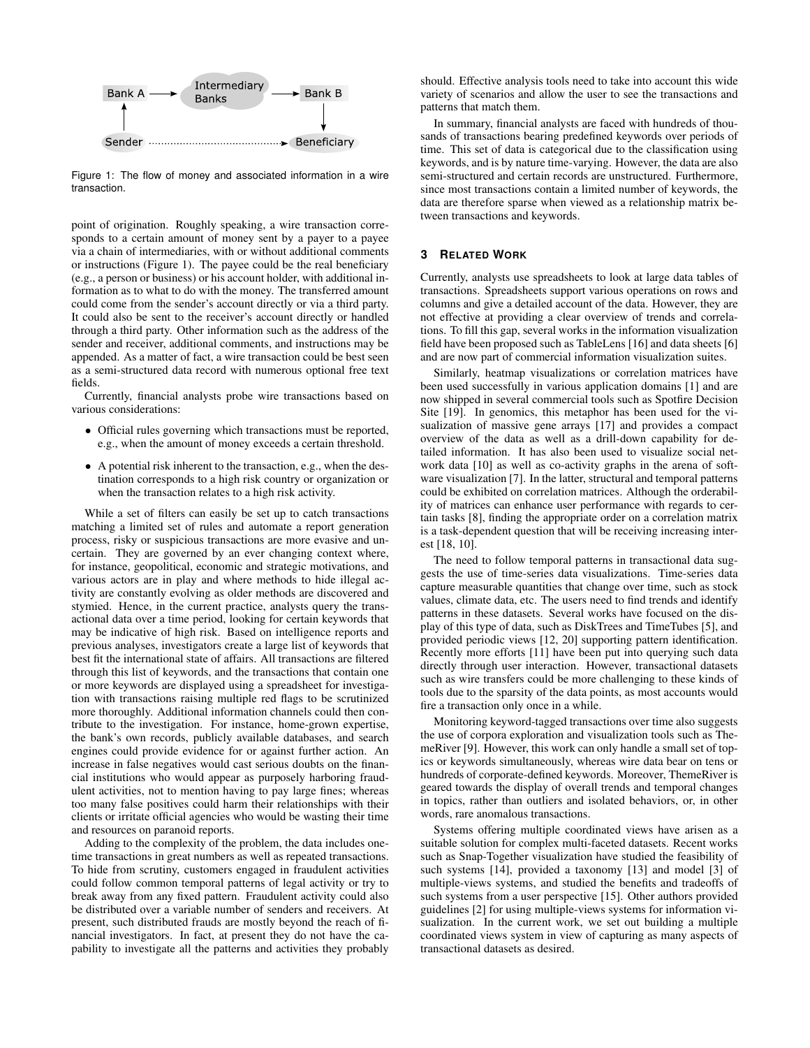Bank A

Intermediary Banks

Bank B

Sender

Beneficiary

Figure 1: The flow of money and associated information in a wire transaction.

point of origination. Roughly speaking, a wire transaction corresponds to a certain amount of money sent by a payer to a payee via a chain of intermediaries, with or without additional comments or instructions (Figure 1). The payee could be the real beneficiary (e.g., a person or business) or his account holder, with additional information as to what to do with the money. The transferred amount could come from the sender's account directly or via a third party. It could also be sent to the receiver's account directly or handled through a third party. Other information such as the address of the sender and receiver, additional comments, and instructions may be appended. As a matter of fact, a wire transaction could be best seen as a semi-structured data record with numerous optional free text fields.

Currently, financial analysts probe wire transactions based on various considerations:

- Official rules governing which transactions must be reported, e.g., when the amount of money exceeds a certain threshold.
- A potential risk inherent to the transaction, e.g., when the destination corresponds to a high risk country or organization or when the transaction relates to a high risk activity.

While a set of filters can easily be set up to catch transactions matching a limited set of rules and automate a report generation process, risky or suspicious transactions are more evasive and uncertain. They are governed by an ever changing context where, for instance, geopolitical, economic and strategic motivations, and various actors are in play and where methods to hide illegal activity are constantly evolving as older methods are discovered and stymied. Hence, in the current practice, analysts query the transactional data over a time period, looking for certain keywords that may be indicative of high risk. Based on intelligence reports and previous analyses, investigators create a large list of keywords that best fit the international state of affairs. All transactions are filtered through this list of keywords, and the transactions that contain one or more keywords are displayed using a spreadsheet for investigation with transactions raising multiple red flags to be scrutinized more thoroughly. Additional information channels could then contribute to the investigation. For instance, home-grown expertise, the bank's own records, publicly available databases, and search engines could provide evidence for or against further action. An increase in false negatives would cast serious doubts on the financial institutions who would appear as purposely harboring fraudulent activities, not to mention having to pay large fines; whereas too many false positives could harm their relationships with their clients or irritate official agencies who would be wasting their time and resources on paranoid reports.

Adding to the complexity of the problem, the data includes one-time transactions in great numbers as well as repeated transactions. To hide from scrutiny, customers engaged in fraudulent activities could follow common temporal patterns of legal activity or try to break away from any fixed pattern. Fraudulent activity could also be distributed over a variable number of senders and receivers. At present, such distributed frauds are mostly beyond the reach of financial investigators. In fact, at present they do not have the capability to investigate all the patterns and activities they probably should. Effective analysis tools need to take into account this wide variety of scenarios and allow the user to see the transactions and patterns that match them.

In summary, financial analysts are faced with hundreds of thousands of transactions bearing predefined keywords over periods of time. This set of data is categorical due to the classification using keywords, and is by nature time-varying. However, the data are also semi-structured and certain records are unstructured. Furthermore, since most transactions contain a limited number of keywords, the data are therefore sparse when viewed as a relationship matrix between transactions and keywords.

## 3 Related Work

Currently, analysts use spreadsheets to look at large data tables of transactions. Spreadsheets support various operations on rows and columns and give a detailed account of the data. However, they are not effective at providing a clear overview of trends and correlations. To fill this gap, several works in the information visualization field have been proposed such as TableLens [16] and data sheets [6] and are now part of commercial information visualization suites.

Similarly, heatmap visualizations or correlation matrices have been used successfully in various application domains [1] and are now shipped in several commercial tools such as Spotfire Decision Site [19]. In genomics, this metaphor has been used for the visualization of massive gene arrays [17] and provides a compact overview of the data as well as a drill-down capability for detailed information. It has also been used to visualize social network data [10] as well as co-activity graphs in the arena of software visualization [7]. In the latter, structural and temporal patterns could be exhibited on correlation matrices. Although the orderability of matrices can enhance user performance with regards to certain tasks [8], finding the appropriate order on a correlation matrix is a task-dependent question that will be receiving increasing interest [18, 10].

The need to follow temporal patterns in transactional data suggests the use of time-series data visualizations. Time-series data capture measurable quantities that change over time, such as stock values, climate data, etc. The users need to find trends and identify patterns in these datasets. Several works have focused on the display of this type of data, such as DiskTrees and TimeTubes [5], and provided periodic views [12, 20] supporting pattern identification. Recently more efforts [11] have been put into querying such data directly through user interaction. However, transactional datasets such as wire transfers could be more challenging to these kinds of tools due to the sparsity of the data points, as most accounts would fire a transaction only once in a while.

Monitoring keyword-tagged transactions over time also suggests the use of corpora exploration and visualization tools such as ThemeRiver [9]. However, this work can only handle a small set of topics or keywords simultaneously, whereas wire data bear on tens or hundreds of corporate-defined keywords. Moreover, ThemeRiver is geared towards the display of overall trends and temporal changes in topics, rather than outliers and isolated behaviors, or, in other words, rare anomalous transactions.

Systems offering multiple coordinated views have arisen as a suitable solution for complex multi-faceted datasets. Recent works such as Snap-Together visualization have studied the feasibility of such systems [14], provided a taxonomy [13] and model [3] of multiple-views systems, and studied the benefits and tradeoffs of such systems from a user perspective [15]. Other authors provided guidelines [2] for using multiple-views systems for information visualization. In the current work, we set out building a multiple coordinated views system in view of capturing as many aspects of transactional datasets as desired.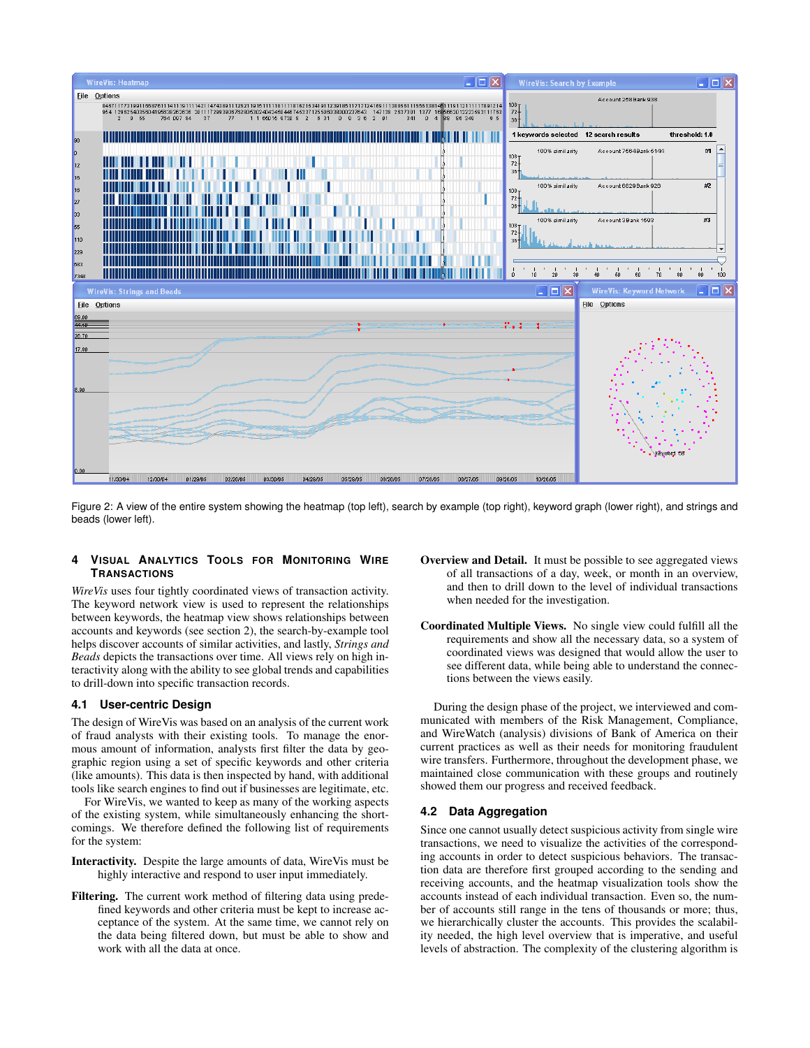Figure 2: A view of the entire system showing the heatmap (top left), search by example (top right), keyword graph (lower right), and strings and beads (lower left).

## 4 Visual Analytics Tools for Monitoring Wire Transactions

*WireVis* uses four tightly coordinated views of transaction activity. The keyword network view is used to represent the relationships between keywords, the heatmap view shows relationships between accounts and keywords (see section 2), the search-by-example tool helps discover accounts of similar activities, and lastly, *Strings and Beads* depicts the transactions over time. All views rely on high interactivity along with the ability to see global trends and capabilities to drill-down into specific transaction records.

### 4.1 User-centric Design

The design of WireVis was based on an analysis of the current work of fraud analysts with their existing tools. To manage the enormous amount of information, analysts first filter the data by geographic region using a set of specific keywords and other criteria (like amounts). This data is then inspected by hand, with additional tools like search engines to find out if businesses are legitimate, etc.

For WireVis, we wanted to keep as many of the working aspects of the existing system, while simultaneously enhancing the shortcomings. We therefore defined the following list of requirements for the system:

**Interactivity.** Despite the large amounts of data, WireVis must be highly interactive and respond to user input immediately.

**Filtering.** The current work method of filtering data using predefined keywords and other criteria must be kept to increase acceptance of the system. At the same time, we cannot rely on the data being filtered down, but must be able to show and work with all the data at once.

**Overview and Detail.** It must be possible to see aggregated views of all transactions of a day, week, or month in an overview, and then to drill down to the level of individual transactions when needed for the investigation.

**Coordinated Multiple Views.** No single view could fulfill all the requirements and show all the necessary data, so a system of coordinated views was designed that would allow the user to see different data, while being able to understand the connections between the views easily.

During the design phase of the project, we interviewed and communicated with members of the Risk Management, Compliance, and WireWatch (analysis) divisions of Bank of America on their current practices as well as their needs for monitoring fraudulent wire transfers. Furthermore, throughout the development phase, we maintained close communication with these groups and routinely showed them our progress and received feedback.

### 4.2 Data Aggregation

Since one cannot usually detect suspicious activity from single wire transactions, we need to visualize the activities of the corresponding accounts in order to detect suspicious behaviors. The transaction data are therefore first grouped according to the sending and receiving accounts, and the heatmap visualization tools show the accounts instead of each individual transaction. Even so, the number of accounts still range in the tens of thousands or more; thus, we hierarchically cluster the accounts. This provides the scalability needed, the high level overview that is imperative, and useful levels of abstraction. The complexity of the clustering algorithm is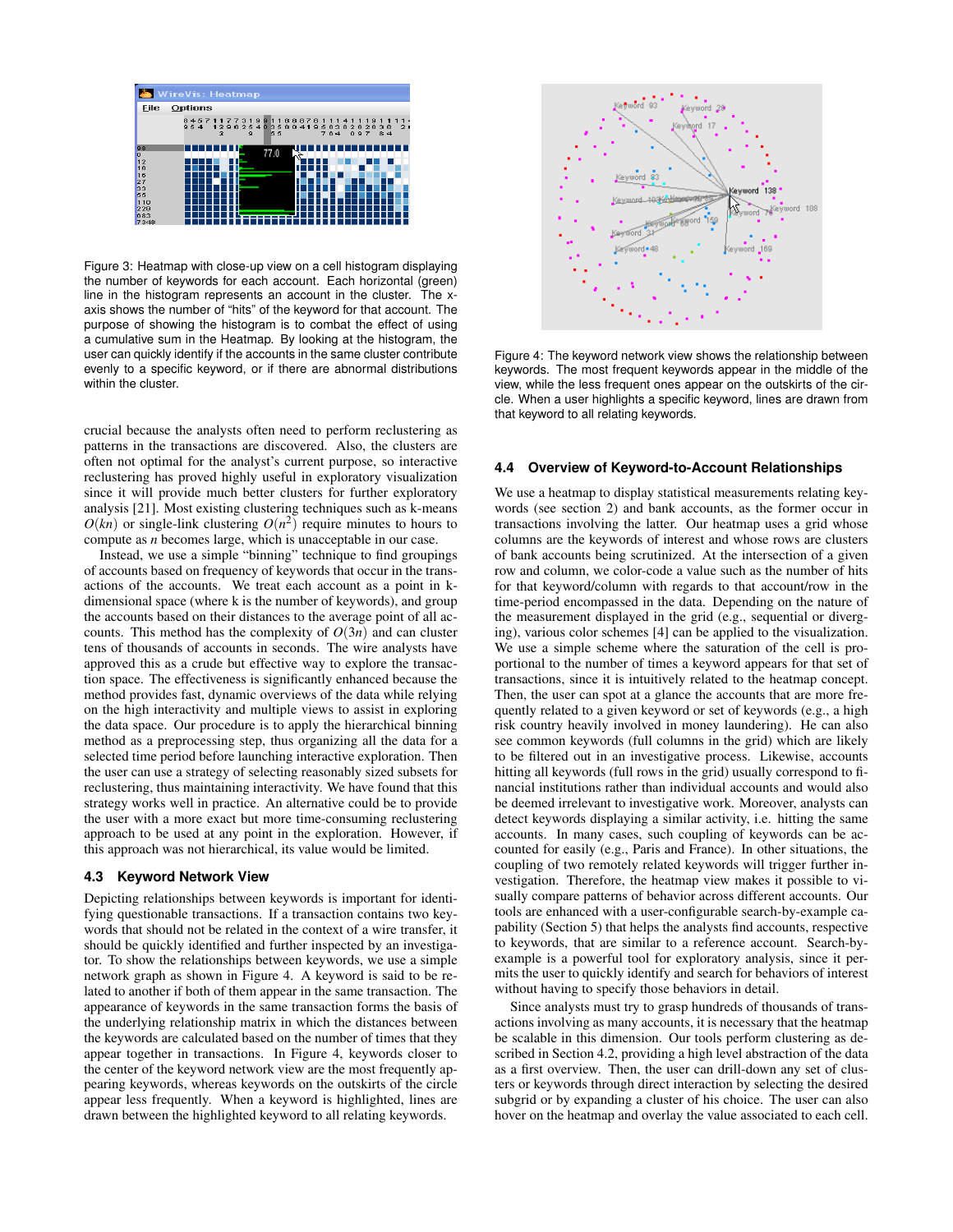Figure 3: Heatmap with close-up view on a cell histogram displaying the number of keywords for each account. Each horizontal (green) line in the histogram represents an account in the cluster. The x-axis shows the number of "hits" of the keyword for that account. The purpose of showing the histogram is to combat the effect of using a cumulative sum in the Heatmap. By looking at the histogram, the user can quickly identify if the accounts in the same cluster contribute evenly to a specific keyword, or if there are abnormal distributions within the cluster.

crucial because the analysts often need to perform reclustering as patterns in the transactions are discovered. Also, the clusters are often not optimal for the analyst's current purpose, so interactive reclustering has proved highly useful in exploratory visualization since it will provide much better clusters for further exploratory analysis [21]. Most existing clustering techniques such as k-means $O(kn)$ or single-link clustering $O(n^2)$ require minutes to hours to compute as $n$ becomes large, which is unacceptable in our case.

Instead, we use a simple "binning" technique to find groupings of accounts based on frequency of keywords that occur in the transactions of the accounts. We treat each account as a point in k-dimensional space (where k is the number of keywords), and group the accounts based on their distances to the average point of all accounts. This method has the complexity of $O(3n)$ and can cluster tens of thousands of accounts in seconds. The wire analysts have approved this as a crude but effective way to explore the transaction space. The effectiveness is significantly enhanced because the method provides fast, dynamic overviews of the data while relying on the high interactivity and multiple views to assist in exploring the data space. Our procedure is to apply the hierarchical binning method as a preprocessing step, thus organizing all the data for a selected time period before launching interactive exploration. Then the user can use a strategy of selecting reasonably sized subsets for reclustering, thus maintaining interactivity. We have found that this strategy works well in practice. An alternative could be to provide the user with a more exact but more time-consuming reclustering approach to be used at any point in the exploration. However, if this approach was not hierarchical, its value would be limited.

### 4.3 Keyword Network View

Depicting relationships between keywords is important for identifying questionable transactions. If a transaction contains two keywords that should not be related in the context of a wire transfer, it should be quickly identified and further inspected by an investigator. To show the relationships between keywords, we use a simple network graph as shown in Figure 4. A keyword is said to be related to another if both of them appear in the same transaction. The appearance of keywords in the same transaction forms the basis of the underlying relationship matrix in which the distances between the keywords are calculated based on the number of times that they appear together in transactions. In Figure 4, keywords closer to the center of the keyword network view are the most frequently appearing keywords, whereas keywords on the outskirts of the circle appear less frequently. When a keyword is highlighted, lines are drawn between the highlighted keyword to all relating keywords.

Figure 4: The keyword network view shows the relationship between keywords. The most frequent keywords appear in the middle of the view, while the less frequent ones appear on the outskirts of the circle. When a user highlights a specific keyword, lines are drawn from that keyword to all relating keywords.

### 4.4 Overview of Keyword-to-Account Relationships

We use a heatmap to display statistical measurements relating keywords (see section 2) and bank accounts, as the former occur in transactions involving the latter. Our heatmap uses a grid whose columns are the keywords of interest and whose rows are clusters of bank accounts being scrutinized. At the intersection of a given row and column, we color-code a value such as the number of hits for that keyword/column with regards to that account/row in the time-period encompassed in the data. Depending on the nature of the measurement displayed in the grid (e.g., sequential or diverging), various color schemes [4] can be applied to the visualization. We use a simple scheme where the saturation of the cell is proportional to the number of times a keyword appears for that set of transactions, since it is intuitively related to the heatmap concept. Then, the user can spot at a glance the accounts that are more frequently related to a given keyword or set of keywords (e.g., a high risk country heavily involved in money laundering). He can also see common keywords (full columns in the grid) which are likely to be filtered out in an investigative process. Likewise, accounts hitting all keywords (full rows in the grid) usually correspond to financial institutions rather than individual accounts and would also be deemed irrelevant to investigative work. Moreover, analysts can detect keywords displaying a similar activity, i.e. hitting the same accounts. In many cases, such coupling of keywords can be accounted for easily (e.g., Paris and France). In other situations, the coupling of two remotely related keywords will trigger further investigation. Therefore, the heatmap view makes it possible to visually compare patterns of behavior across different accounts. Our tools are enhanced with a user-configurable search-by-example capability (Section 5) that helps the analysts find accounts, respective to keywords, that are similar to a reference account. Search-by-example is a powerful tool for exploratory analysis, since it permits the user to quickly identify and search for behaviors of interest without having to specify those behaviors in detail.

Since analysts must try to grasp hundreds of thousands of transactions involving as many accounts, it is necessary that the heatmap be scalable in this dimension. Our tools perform clustering as described in Section 4.2, providing a high level abstraction of the data as a first overview. Then, the user can drill-down any set of clusters or keywords through direct interaction by selecting the desired subgrid or by expanding a cluster of his choice. The user can also hover on the heatmap and overlay the value associated to each cell.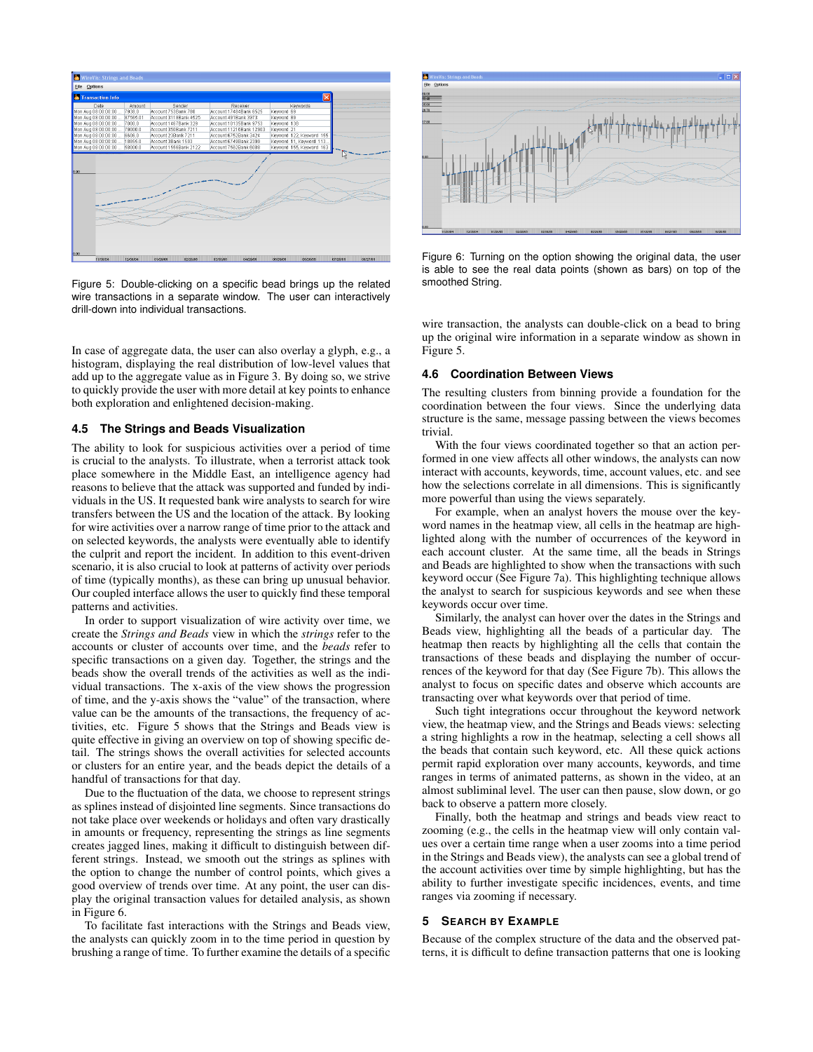Figure 5: Double-clicking on a specific bead brings up the related wire transactions in a separate window. The user can interactively drill-down into individual transactions.

In case of aggregate data, the user can also overlay a glyph, e.g., a histogram, displaying the real distribution of low-level values that add up to the aggregate value as in Figure 3. By doing so, we strive to quickly provide the user with more detail at key points to enhance both exploration and enlightened decision-making.

### 4.5 The Strings and Beads Visualization

The ability to look for suspicious activities over a period of time is crucial to the analysts. To illustrate, when a terrorist attack took place somewhere in the Middle East, an intelligence agency had reasons to believe that the attack was supported and funded by individuals in the US. It requested bank wire analysts to search for wire transfers between the US and the location of the attack. By looking for wire activities over a narrow range of time prior to the attack and on selected keywords, the analysts were eventually able to identify the culprit and report the incident. In addition to this event-driven scenario, it is also crucial to look at patterns of activity over periods of time (typically months), as these can bring up unusual behavior. Our coupled interface allows the user to quickly find these temporal patterns and activities.

In order to support visualization of wire activity over time, we create the *Strings and Beads* view in which the *strings* refer to the accounts or cluster of accounts over time, and the *beads* refer to specific transactions on a given day. Together, the strings and the beads show the overall trends of the activities as well as the individual transactions. The x-axis of the view shows the progression of time, and the y-axis shows the "value" of the transaction, where value can be the amounts of the transactions, the frequency of activities, etc. Figure 5 shows that the Strings and Beads view is quite effective in giving an overview on top of showing specific detail. The strings shows the overall activities for selected accounts or clusters for an entire year, and the beads depict the details of a handful of transactions for that day.

Due to the fluctuation of the data, we choose to represent strings as splines instead of disjointed line segments. Since transactions do not take place over weekends or holidays and often vary drastically in amounts or frequency, representing the strings as line segments creates jagged lines, making it difficult to distinguish between different strings. Instead, we smooth out the strings as splines with the option to change the number of control points, which gives a good overview of trends over time. At any point, the user can display the original transaction values for detailed analysis, as shown in Figure 6.

To facilitate fast interactions with the Strings and Beads view, the analysts can quickly zoom in to the time period in question by brushing a range of time. To further examine the details of a specific wire transaction, the analysts can double-click on a bead to bring up the original wire information in a separate window as shown in Figure 5.

Figure 6: Turning on the option showing the original data, the user is able to see the real data points (shown as bars) on top of the smoothed String.

### 4.6 Coordination Between Views

The resulting clusters from binning provide a foundation for the coordination between the four views. Since the underlying data structure is the same, message passing between the views becomes trivial.

With the four views coordinated together so that an action performed in one view affects all other windows, the analysts can now interact with accounts, keywords, time, account values, etc. and see how the selections correlate in all dimensions. This is significantly more powerful than using the views separately.

For example, when an analyst hovers the mouse over the keyword names in the heatmap view, all cells in the heatmap are highlighted along with the number of occurrences of the keyword in each account cluster. At the same time, all the beads in Strings and Beads are highlighted to show when the transactions with such keyword occur (See Figure 7a). This highlighting technique allows the analyst to search for suspicious keywords and see when these keywords occur over time.

Similarly, the analyst can hover over the dates in the Strings and Beads view, highlighting all the beads of a particular day. The heatmap then reacts by highlighting all the cells that contain the transactions of these beads and displaying the number of occurrences of the keyword for that day (See Figure 7b). This allows the analyst to focus on specific dates and observe which accounts are transacting over what keywords over that period of time.

Such tight integrations occur throughout the keyword network view, the heatmap view, and the Strings and Beads views: selecting a string highlights a row in the heatmap, selecting a cell shows all the beads that contain such keyword, etc. All these quick actions permit rapid exploration over many accounts, keywords, and time ranges in terms of animated patterns, as shown in the video, at an almost subliminal level. The user can then pause, slow down, or go back to observe a pattern more closely.

Finally, both the heatmap and strings and beads view react to zooming (e.g., the cells in the heatmap view will only contain values over a certain time range when a user zooms into a time period in the Strings and Beads view), the analysts can see a global trend of the account activities over time by simple highlighting, but has the ability to further investigate specific incidences, events, and time ranges via zooming if necessary.

## 5 Search by Example

Because of the complex structure of the data and the observed patterns, it is difficult to define transaction patterns that one is looking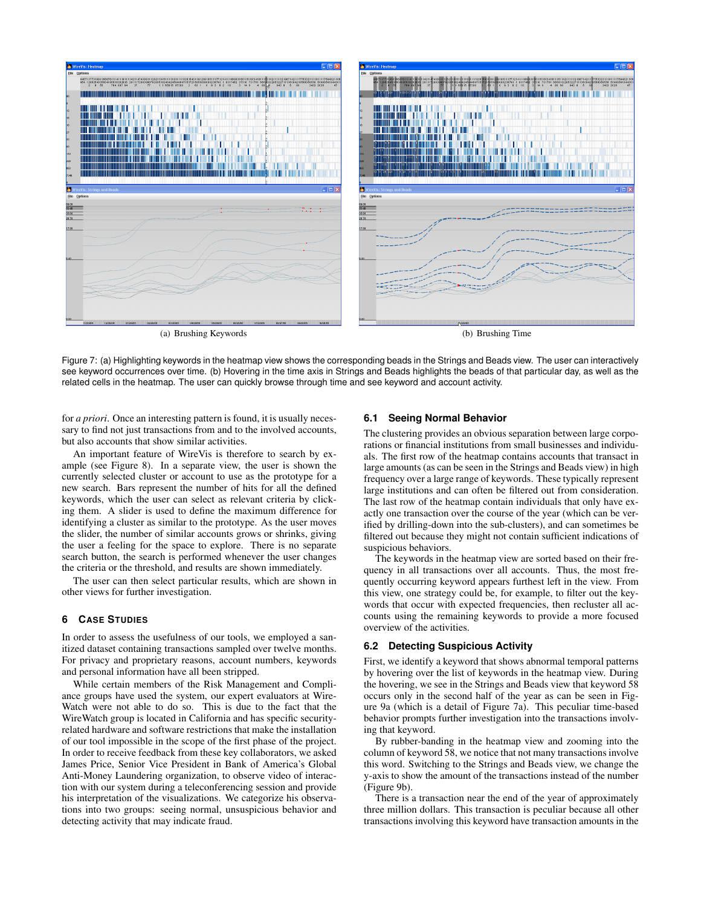(a) Brushing Keywords

(b) Brushing Time

Figure 7: (a) Highlighting keywords in the heatmap view shows the corresponding beads in the Strings and Beads view. The user can interactively see keyword occurrences over time. (b) Hovering in the time axis in Strings and Beads highlights the beads of that particular day, as well as the related cells in the heatmap. The user can quickly browse through time and see keyword and account activity.

for *a priori*. Once an interesting pattern is found, it is usually necessary to find not just transactions from and to the involved accounts, but also accounts that show similar activities.

An important feature of WireVis is therefore to search by example (see Figure 8). In a separate view, the user is shown the currently selected cluster or account to use as the prototype for a new search. Bars represent the number of hits for all the defined keywords, which the user can select as relevant criteria by clicking them. A slider is used to define the maximum difference for identifying a cluster as similar to the prototype. As the user moves the slider, the number of similar accounts grows or shrinks, giving the user a feeling for the space to explore. There is no separate search button, the search is performed whenever the user changes the criteria or the threshold, and results are shown immediately.

The user can then select particular results, which are shown in other views for further investigation.

## 6 Case Studies

In order to assess the usefulness of our tools, we employed a sanitized dataset containing transactions sampled over twelve months. For privacy and proprietary reasons, account numbers, keywords and personal information have all been stripped.

While certain members of the Risk Management and Compliance groups have used the system, our expert evaluators at WireWatch were not able to do so. This is due to the fact that the WireWatch group is located in California and has specific security-related hardware and software restrictions that make the installation of our tool impossible in the scope of the first phase of the project. In order to receive feedback from these key collaborators, we asked James Price, Senior Vice President in Bank of America's Global Anti-Money Laundering organization, to observe video of interaction with our system during a teleconferencing session and provide his interpretation of the visualizations. We categorize his observations into two groups: seeing normal, unsuspicious behavior and detecting activity that may indicate fraud.

### 6.1 Seeing Normal Behavior

The clustering provides an obvious separation between large corporations or financial institutions from small businesses and individuals. The first row of the heatmap contains accounts that transact in large amounts (as can be seen in the Strings and Beads view) in high frequency over a large range of keywords. These typically represent large institutions and can often be filtered out from consideration. The last row of the heatmap contain individuals that only have exactly one transaction over the course of the year (which can be verified by drilling-down into the sub-clusters), and can sometimes be filtered out because they might not contain sufficient indications of suspicious behaviors.

The keywords in the heatmap view are sorted based on their frequency in all transactions over all accounts. Thus, the most frequently occurring keyword appears furthest left in the view. From this view, one strategy could be, for example, to filter out the keywords that occur with expected frequencies, then recluster all accounts using the remaining keywords to provide a more focused overview of the activities.

### 6.2 Detecting Suspicious Activity

First, we identify a keyword that shows abnormal temporal patterns by hovering over the list of keywords in the heatmap view. During the hovering, we see in the Strings and Beads view that keyword 58 occurs only in the second half of the year as can be seen in Figure 9a (which is a detail of Figure 7a). This peculiar time-based behavior prompts further investigation into the transactions involving that keyword.

By rubber-banding in the heatmap view and zooming into the column of keyword 58, we notice that not many transactions involve this word. Switching to the Strings and Beads view, we change the y-axis to show the amount of the transactions instead of the number (Figure 9b).

There is a transaction near the end of the year of approximately three million dollars. This transaction is peculiar because all other transactions involving this keyword have transaction amounts in the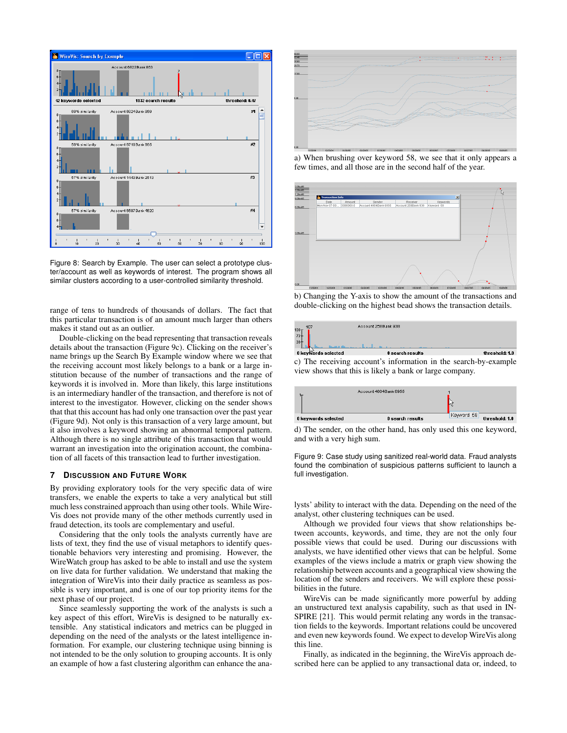Figure 8: Search by Example. The user can select a prototype cluster/account as well as keywords of interest. The program shows all similar clusters according to a user-controlled similarity threshold.

range of tens to hundreds of thousands of dollars. The fact that this particular transaction is of an amount much larger than others makes it stand out as an outlier.

Double-clicking on the bead representing that transaction reveals details about the transaction (Figure 9c). Clicking on the receiver's name brings up the Search By Example window where we see that the receiving account most likely belongs to a bank or a large institution because of the number of transactions and the range of keywords it is involved in. More than likely, this large institutions is an intermediary handler of the transaction, and therefore is not of interest to the investigator. However, clicking on the sender shows that that this account has had only one transaction over the past year (Figure 9d). Not only is this transaction of a very large amount, but it also involves a keyword showing an abnormal temporal pattern. Although there is no single attribute of this transaction that would warrant an investigation into the origination account, the combination of all facets of this transaction lead to further investigation.

## 7 Discussion and Future Work

By providing exploratory tools for the very specific data of wire transfers, we enable the experts to take a very analytical but still much less constrained approach than using other tools. While WireVis does not provide many of the other methods currently used in fraud detection, its tools are complementary and useful.

Considering that the only tools the analysts currently have are lists of text, they find the use of visual metaphors to identify questionable behaviors very interesting and promising. However, the WireWatch group has asked to be able to install and use the system on live data for further validation. We understand that making the integration of WireVis into their daily practice as seamless as possible is very important, and is one of our top priority items for the next phase of our project.

Since seamlessly supporting the work of the analysts is such a key aspect of this effort, WireVis is designed to be naturally extensible. Any statistical indicators and metrics can be plugged in depending on the need of the analysts or the latest intelligence information. For example, our clustering technique using binning is not intended to be the only solution to grouping accounts. It is only an example of how a fast clustering algorithm can enhance the analysts' ability to interact with the data. Depending on the need of the analyst, other clustering techniques can be used.

a) When brushing over keyword 58, we see that it only appears a few times, and all those are in the second half of the year.

b) Changing the Y-axis to show the amount of the transactions and double-clicking on the highest bead shows the transaction details.

c) The receiving account's information in the search-by-example view shows that this is likely a bank or large company.

d) The sender, on the other hand, has only used this one keyword, and with a very high sum.

Figure 9: Case study using sanitized real-world data. Fraud analysts found the combination of suspicious patterns sufficient to launch a full investigation.

Although we provided four views that show relationships between accounts, keywords, and time, they are not the only four possible views that could be used. During our discussions with analysts, we have identified other views that can be helpful. Some examples of the views include a matrix or graph view showing the relationship between accounts and a geographical view showing the location of the senders and receivers. We will explore these possibilities in the future.

WireVis can be made significantly more powerful by adding an unstructured text analysis capability, such as that used in IN-SPIRE [21]. This would permit relating any words in the transaction fields to the keywords. Important relations could be uncovered and even new keywords found. We expect to develop WireVis along this line.

Finally, as indicated in the beginning, the WireVis approach described here can be applied to any transactional data or, indeed, to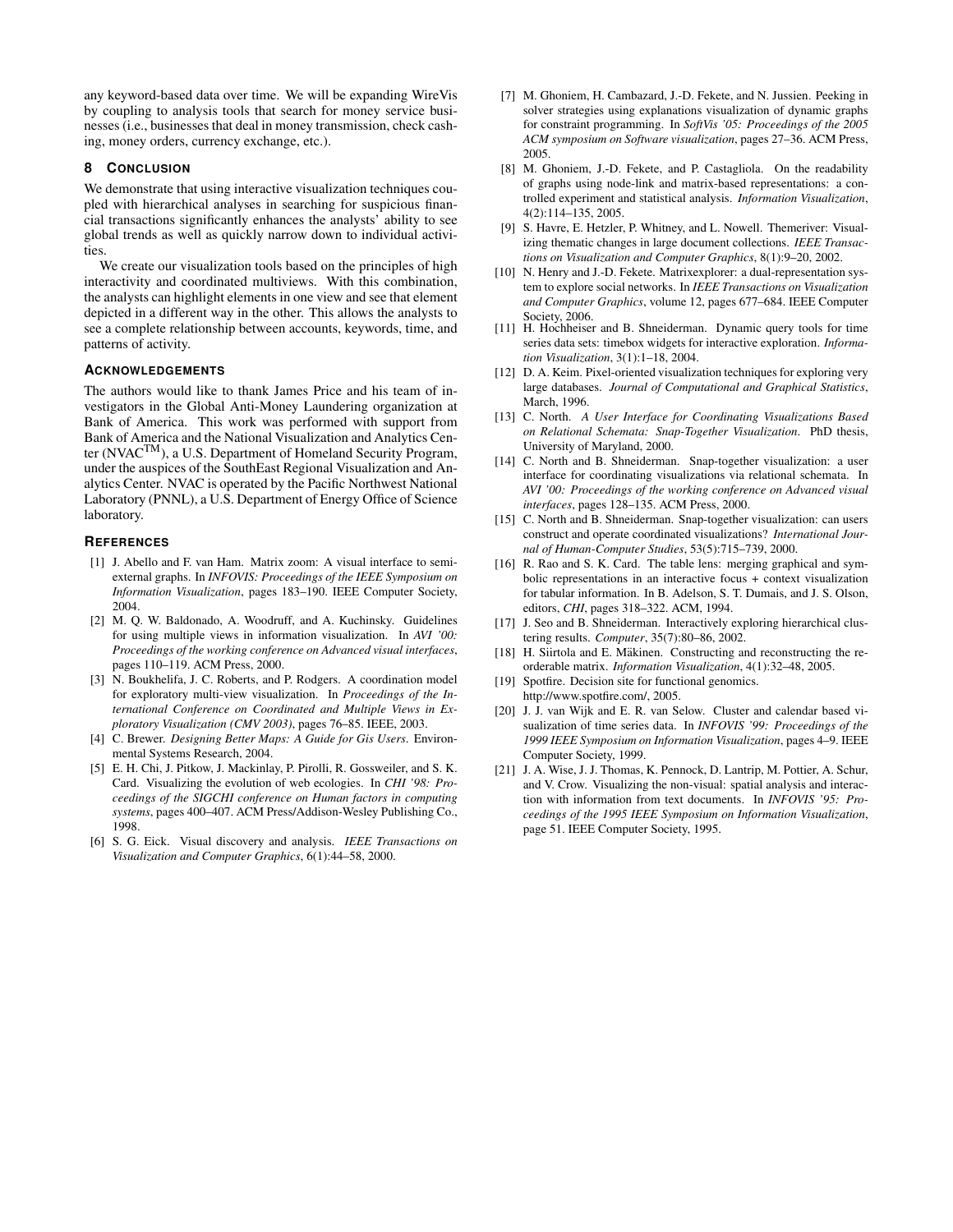any keyword-based data over time. We will be expanding WireVis by coupling to analysis tools that search for money service businesses (i.e., businesses that deal in money transmission, check cashing, money orders, currency exchange, etc.).

## 8 Conclusion

We demonstrate that using interactive visualization techniques coupled with hierarchical analyses in searching for suspicious financial transactions significantly enhances the analysts' ability to see global trends as well as quickly narrow down to individual activities.

We create our visualization tools based on the principles of high interactivity and coordinated multiviews. With this combination, the analysts can highlight elements in one view and see that element depicted in a different way in the other. This allows the analysts to see a complete relationship between accounts, keywords, time, and patterns of activity.

## Acknowledgements

The authors would like to thank James Price and his team of investigators in the Global Anti-Money Laundering organization at Bank of America. This work was performed with support from Bank of America and the National Visualization and Analytics Center (NVAC™), a U.S. Department of Homeland Security Program, under the auspices of the SouthEast Regional Visualization and Analytics Center. NVAC is operated by the Pacific Northwest National Laboratory (PNNL), a U.S. Department of Energy Office of Science laboratory.

## References

[1] J. Abello and F. van Ham. Matrix zoom: A visual interface to semi-external graphs. In *INFOVIS: Proceedings of the IEEE Symposium on Information Visualization*, pages 183–190. IEEE Computer Society, 2004.

[2] M. Q. W. Baldonado, A. Woodruff, and A. Kuchinsky. Guidelines for using multiple views in information visualization. In *AVI '00: Proceedings of the working conference on Advanced visual interfaces*, pages 110–119. ACM Press, 2000.

[3] N. Boukhelifa, J. C. Roberts, and P. Rodgers. A coordination model for exploratory multi-view visualization. In *Proceedings of the International Conference on Coordinated and Multiple Views in Exploratory Visualization (CMV 2003)*, pages 76–85. IEEE, 2003.

[4] C. Brewer. *Designing Better Maps: A Guide for Gis Users*. Environmental Systems Research, 2004.

[5] E. H. Chi, J. Pitkow, J. Mackinlay, P. Pirolli, R. Gossweiler, and S. K. Card. Visualizing the evolution of web ecologies. In *CHI '98: Proceedings of the SIGCHI conference on Human factors in computing systems*, pages 400–407. ACM Press/Addison-Wesley Publishing Co., 1998.

[6] S. G. Eick. Visual discovery and analysis. *IEEE Transactions on Visualization and Computer Graphics*, 6(1):44–58, 2000.

[7] M. Ghoniem, H. Cambazard, J.-D. Fekete, and N. Jussien. Peeking in solver strategies using explanations visualization of dynamic graphs for constraint programming. In *SoftVis '05: Proceedings of the 2005 ACM symposium on Software visualization*, pages 27–36. ACM Press, 2005.

[8] M. Ghoniem, J.-D. Fekete, and P. Castagliola. On the readability of graphs using node-link and matrix-based representations: a controlled experiment and statistical analysis. *Information Visualization*, 4(2):114–135, 2005.

[9] S. Havre, E. Hetzler, P. Whitney, and L. Nowell. Themeriver: Visualizing thematic changes in large document collections. *IEEE Transactions on Visualization and Computer Graphics*, 8(1):9–20, 2002.

[10] N. Henry and J.-D. Fekete. Matrixexplorer: a dual-representation system to explore social networks. In *IEEE Transactions on Visualization and Computer Graphics*, volume 12, pages 677–684. IEEE Computer Society, 2006.

[11] H. Hochheiser and B. Shneiderman. Dynamic query tools for time series data sets: timebox widgets for interactive exploration. *Information Visualization*, 3(1):1–18, 2004.

[12] D. A. Keim. Pixel-oriented visualization techniques for exploring very large databases. *Journal of Computational and Graphical Statistics*, March, 1996.

[13] C. North. *A User Interface for Coordinating Visualizations Based on Relational Schemata: Snap-Together Visualization*. PhD thesis, University of Maryland, 2000.

[14] C. North and B. Shneiderman. Snap-together visualization: a user interface for coordinating visualizations via relational schemata. In *AVI '00: Proceedings of the working conference on Advanced visual interfaces*, pages 128–135. ACM Press, 2000.

[15] C. North and B. Shneiderman. Snap-together visualization: can users construct and operate coordinated visualizations? *International Journal of Human-Computer Studies*, 53(5):715–739, 2000.

[16] R. Rao and S. K. Card. The table lens: merging graphical and symbolic representations in an interactive focus + context visualization for tabular information. In B. Adelson, S. T. Dumais, and J. S. Olson, editors, *CHI*, pages 318–322. ACM, 1994.

[17] J. Seo and B. Shneiderman. Interactively exploring hierarchical clustering results. *Computer*, 35(7):80–86, 2002.

[18] H. Siirtola and E. Mäkinen. Constructing and reconstructing the reorderable matrix. *Information Visualization*, 4(1):32–48, 2005.

[19] Spotfire. Decision site for functional genomics. http://www.spotfire.com/, 2005.

[20] J. J. van Wijk and E. R. van Selow. Cluster and calendar based visualization of time series data. In *INFOVIS '99: Proceedings of the 1999 IEEE Symposium on Information Visualization*, pages 4–9. IEEE Computer Society, 1999.

[21] J. A. Wise, J. J. Thomas, K. Pennock, D. Lantrip, M. Pottier, A. Schur, and V. Crow. Visualizing the non-visual: spatial analysis and interaction with information from text documents. In *INFOVIS '95: Proceedings of the 1995 IEEE Symposium on Information Visualization*, page 51. IEEE Computer Society, 1995.